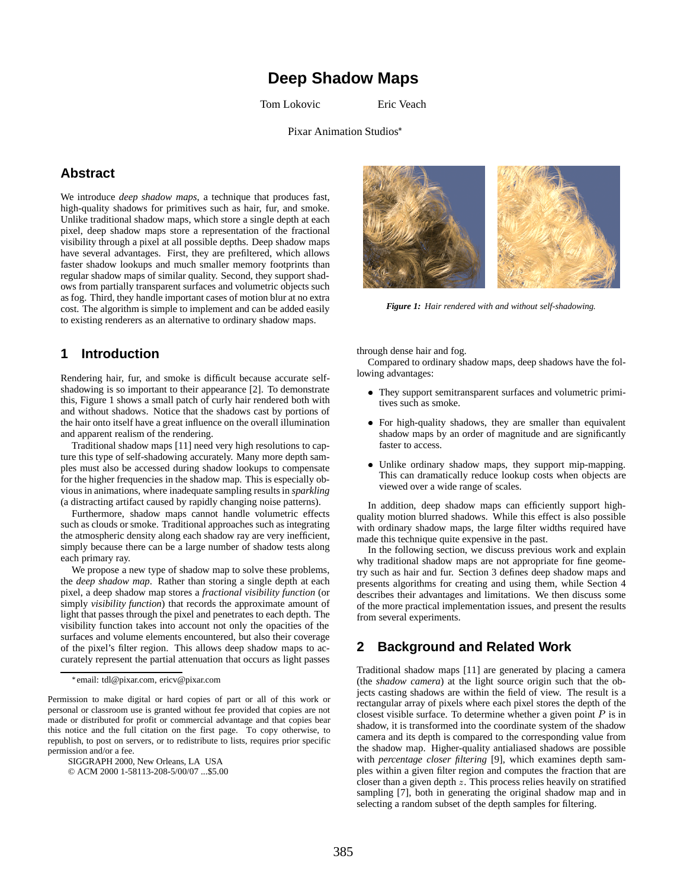# Deep Shadow Maps

Tom Lokovic Eric Veach

Pixar Animation Studios*

## Abstract

We introduce *deep shadow maps*, a technique that produces fast, high-quality shadows for primitives such as hair, fur, and smoke. Unlike traditional shadow maps, which store a single depth at each pixel, deep shadow maps store a representation of the fractional visibility through a pixel at all possible depths. Deep shadow maps have several advantages. First, they are prefiltered, which allows faster shadow lookups and much smaller memory footprints than regular shadow maps of similar quality. Second, they support shadows from partially transparent surfaces and volumetric objects such as fog. Third, they handle important cases of motion blur at no extra cost. The algorithm is simple to implement and can be added easily to existing renderers as an alternative to ordinary shadow maps.

## 1 Introduction

Rendering hair, fur, and smoke is difficult because accurate self-shadowing is so important to their appearance [2]. To demonstrate this, Figure 1 shows a small patch of curly hair rendered both with and without shadows. Notice that the shadows cast by portions of the hair onto itself have a great influence on the overall illumination and apparent realism of the rendering.

Traditional shadow maps [11] need very high resolutions to capture this type of self-shadowing accurately. Many more depth samples must also be accessed during shadow lookups to compensate for the higher frequencies in the shadow map. This is especially obvious in animations, where inadequate sampling results in *sparkling* (a distracting artifact caused by rapidly changing noise patterns).

Furthermore, shadow maps cannot handle volumetric effects such as clouds or smoke. Traditional approaches such as integrating the atmospheric density along each shadow ray are very inefficient, simply because there can be a large number of shadow tests along each primary ray.

We propose a new type of shadow map to solve these problems, the *deep shadow map*. Rather than storing a single depth at each pixel, a deep shadow map stores a *fractional visibility function* (or simply *visibility function*) that records the approximate amount of light that passes through the pixel and penetrates to each depth. The visibility function takes into account not only the opacities of the surfaces and volume elements encountered, but also their coverage of the pixel's filter region. This allows deep shadow maps to accurately represent the partial attenuation that occurs as light passes through dense hair and fog.

*Figure 1: Hair rendered with and without self-shadowing.*

Compared to ordinary shadow maps, deep shadows have the following advantages:

- They support semitransparent surfaces and volumetric primitives such as smoke.
- For high-quality shadows, they are smaller than equivalent shadow maps by an order of magnitude and are significantly faster to access.
- Unlike ordinary shadow maps, they support mip-mapping. This can dramatically reduce lookup costs when objects are viewed over a wide range of scales.

In addition, deep shadow maps can efficiently support high-quality motion blurred shadows. While this effect is also possible with ordinary shadow maps, the large filter widths required have made this technique quite expensive in the past.

In the following section, we discuss previous work and explain why traditional shadow maps are not appropriate for fine geometry such as hair and fur. Section 3 defines deep shadow maps and presents algorithms for creating and using them, while Section 4 describes their advantages and limitations. We then discuss some of the more practical implementation issues, and present the results from several experiments.

## 2 Background and Related Work

Traditional shadow maps [11] are generated by placing a camera (the *shadow camera*) at the light source origin such that the objects casting shadows are within the field of view. The result is a rectangular array of pixels where each pixel stores the depth of the closest visible surface. To determine whether a given point $P$ is in shadow, it is transformed into the coordinate system of the shadow camera and its depth is compared to the corresponding value from the shadow map. Higher-quality antialiased shadows are possible with *percentage closer filtering* [9], which examines depth samples within a given filter region and computes the fraction that are closer than a given depth $z$. This process relies heavily on stratified sampling [7], both in generating the original shadow map and in selecting a random subset of the depth samples for filtering.

---

*email: tdl@pixar.com, ericv@pixar.com

Permission to make digital or hard copies of part or all of this work or personal or classroom use is granted without fee provided that copies are not made or distributed for profit or commercial advantage and that copies bear this notice and the full citation on the first page. To copy otherwise, to republish, to post on servers, or to redistribute to lists, requires prior specific permission and/or a fee.

SIGGRAPH 2000, New Orleans, LA USA
© ACM 2000 1-58113-208-5/00/07 ...$5.00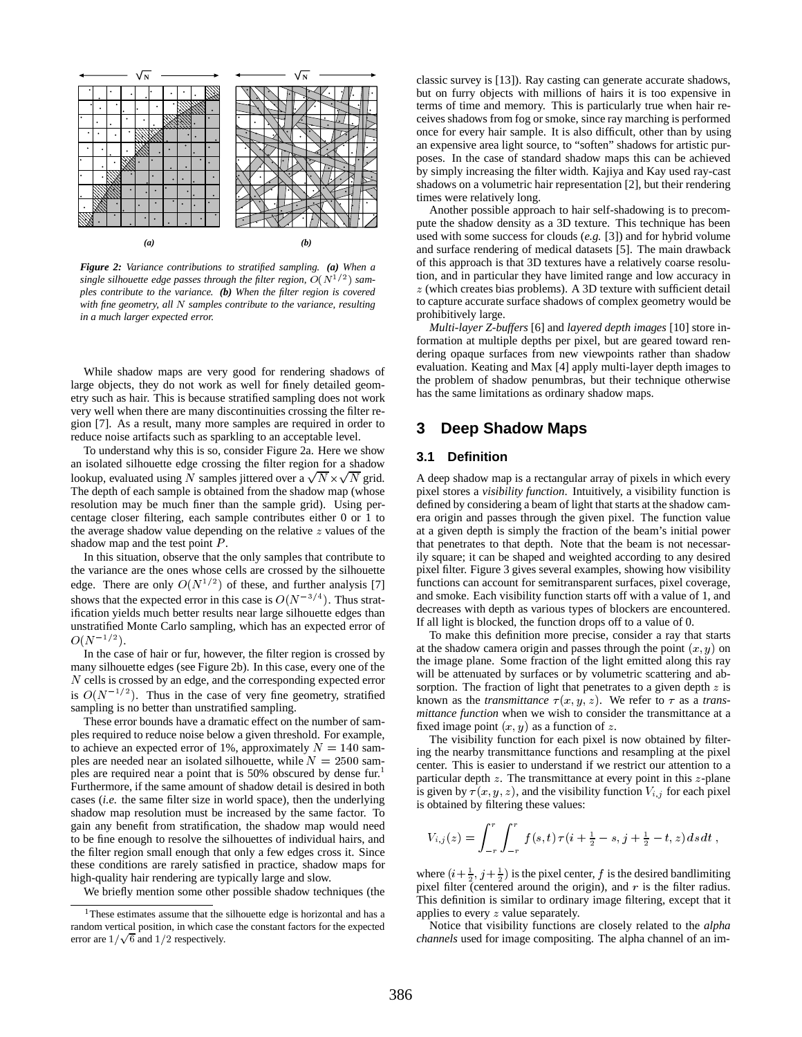*Figure 2: Variance contributions to stratified sampling. **(a)** When a single silhouette edge passes through the filter region, $O(N^{1/2})$ samples contribute to the variance. **(b)** When the filter region is covered with fine geometry, all $N$ samples contribute to the variance, resulting in a much larger expected error.*

While shadow maps are very good for rendering shadows of large objects, they do not work as well for finely detailed geometry such as hair. This is because stratified sampling does not work very well when there are many discontinuities crossing the filter region [7]. As a result, many more samples are required in order to reduce noise artifacts such as sparkling to an acceptable level.

To understand why this is so, consider Figure 2a. Here we show an isolated silhouette edge crossing the filter region for a shadow lookup, evaluated using $N$ samples jittered over a $\sqrt{N} \times \sqrt{N}$ grid. The depth of each sample is obtained from the shadow map (whose resolution may be much finer than the sample grid). Using percentage closer filtering, each sample contributes either 0 or 1 to the average shadow value depending on the relative $z$ values of the shadow map and the test point $P$.

In this situation, observe that the only samples that contribute to the variance are the ones whose cells are crossed by the silhouette edge. There are only $O(N^{1/2})$ of these, and further analysis [7] shows that the expected error in this case is $O(N^{-3/4})$. Thus stratification yields much better results near large silhouette edges than unstratified Monte Carlo sampling, which has an expected error of $O(N^{-1/2})$.

In the case of hair or fur, however, the filter region is crossed by many silhouette edges (see Figure 2b). In this case, every one of the $N$ cells is crossed by an edge, and the corresponding expected error is $O(N^{-1/2})$. Thus in the case of very fine geometry, stratified sampling is no better than unstratified sampling.

These error bounds have a dramatic effect on the number of samples required to reduce noise below a given threshold. For example, to achieve an expected error of 1%, approximately $N = 140$ samples are needed near an isolated silhouette, while $N = 2500$ samples are required near a point that is 50% obscured by dense fur.[1] Furthermore, if the same amount of shadow detail is desired in both cases (*i.e.* the same filter size in world space), then the underlying shadow map resolution must be increased by the same factor. To gain any benefit from stratification, the shadow map would need to be fine enough to resolve the silhouettes of individual hairs, and the filter region small enough that only a few edges cross it. Since these conditions are rarely satisfied in practice, shadow maps for high-quality hair rendering are typically large and slow.

We briefly mention some other possible shadow techniques (the classic survey is [13]). Ray casting can generate accurate shadows, but on furry objects with millions of hairs it is too expensive in terms of time and memory. This is particularly true when hair receives shadows from fog or smoke, since ray marching is performed once for every hair sample. It is also difficult, other than by using an expensive area light source, to "soften" shadows for artistic purposes. In the case of standard shadow maps this can be achieved by simply increasing the filter width. Kajiya and Kay used ray-cast shadows on a volumetric hair representation [2], but their rendering times were relatively long.

Another possible approach to hair self-shadowing is to precompute the shadow density as a 3D texture. This technique has been used with some success for clouds (*e.g.* [3]) and for hybrid volume and surface rendering of medical datasets [5]. The main drawback of this approach is that 3D textures have a relatively coarse resolution, and in particular they have limited range and low accuracy in $z$ (which creates bias problems). A 3D texture with sufficient detail to capture accurate surface shadows of complex geometry would be prohibitively large.

*Multi-layer Z-buffers* [6] and *layered depth images* [10] store information at multiple depths per pixel, but are geared toward rendering opaque surfaces from new viewpoints rather than shadow evaluation. Keating and Max [4] apply multi-layer depth images to the problem of shadow penumbras, but their technique otherwise has the same limitations as ordinary shadow maps.

## 3 Deep Shadow Maps

### 3.1 Definition

A deep shadow map is a rectangular array of pixels in which every pixel stores a *visibility function*. Intuitively, a visibility function is defined by considering a beam of light that starts at the shadow camera origin and passes through the given pixel. The function value at a given depth is simply the fraction of the beam's initial power that penetrates to that depth. Note that the beam is not necessarily square; it can be shaped and weighted according to any desired pixel filter. Figure 3 gives several examples, showing how visibility functions can account for semitransparent surfaces, pixel coverage, and smoke. Each visibility function starts off with a value of 1, and decreases with depth as various types of blockers are encountered. If all light is blocked, the function drops off to a value of 0.

To make this definition more precise, consider a ray that starts at the shadow camera origin and passes through the point $(x, y)$ on the image plane. Some fraction of the light emitted along this ray will be attenuated by surfaces or by volumetric scattering and absorption. The fraction of light that penetrates to a given depth $z$ is known as the *transmittance* $\tau(x, y, z)$. We refer to $\tau$ as a *transmittance function* when we wish to consider the transmittance at a fixed image point $(x, y)$ as a function of $z$.

The visibility function for each pixel is now obtained by filtering the nearby transmittance functions and resampling at the pixel center. This is easier to understand if we restrict our attention to a particular depth $z$. The transmittance at every point in this $z$-plane is given by $\tau(x, y, z)$, and the visibility function $V_{i,j}$ for each pixel is obtained by filtering these values:

$$V_{i,j}(z) = \int_{-r}^{r} \int_{-r}^{r} f(s, t)\, \tau(i + \tfrac{1}{2} - s, j + \tfrac{1}{2} - t, z)\, ds\, dt\ ,$$

where $(i + \frac{1}{2}, j + \frac{1}{2})$ is the pixel center, $f$ is the desired bandlimiting pixel filter (centered around the origin), and $r$ is the filter radius. This definition is similar to ordinary image filtering, except that it applies to every $z$ value separately.

Notice that visibility functions are closely related to the *alpha channels* used for image compositing. The alpha channel of an im-

[1] These estimates assume that the silhouette edge is horizontal and has a random vertical position, in which case the constant factors for the expected error are $1/\sqrt{6}$ and $1/2$ respectively.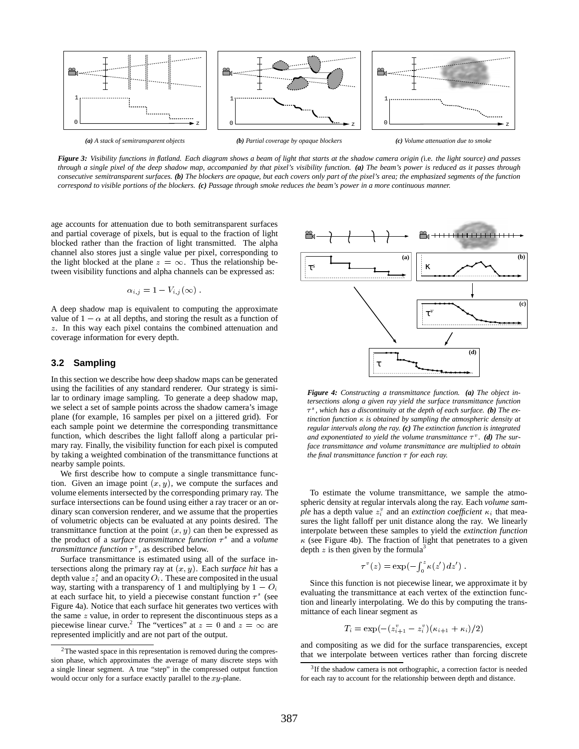*(a) A stack of semitransparent objects*

*(b) Partial coverage by opaque blockers*

*(c) Volume attenuation due to smoke*

***Figure 3:*** *Visibility functions in flatland. Each diagram shows a beam of light that starts at the shadow camera origin (*i.e. *the light source) and passes through a single pixel of the deep shadow map, accompanied by that pixel's visibility function.* ***(a)*** *The beam's power is reduced as it passes through consecutive semitransparent surfaces.* ***(b)*** *The blockers are opaque, but each covers only part of the pixel's area; the emphasized segments of the function correspond to visible portions of the blockers.* ***(c)*** *Passage through smoke reduces the beam's power in a more continuous manner.*

age accounts for attenuation due to both semitransparent surfaces and partial coverage of pixels, but is equal to the fraction of light blocked rather than the fraction of light transmitted. The alpha channel also stores just a single value per pixel, corresponding to the light blocked at the plane $z = \infty$. Thus the relationship between visibility functions and alpha channels can be expressed as:

$$\alpha_{i,j} = 1 - V_{i,j}(\infty) \, .$$

A deep shadow map is equivalent to computing the approximate value of $1 - \alpha$ at all depths, and storing the result as a function of $z$. In this way each pixel contains the combined attenuation and coverage information for every depth.

### 3.2 Sampling

In this section we describe how deep shadow maps can be generated using the facilities of any standard renderer. Our strategy is similar to ordinary image sampling. To generate a deep shadow map, we select a set of sample points across the shadow camera's image plane (for example, 16 samples per pixel on a jittered grid). For each sample point we determine the corresponding transmittance function, which describes the light falloff along a particular primary ray. Finally, the visibility function for each pixel is computed by taking a weighted combination of the transmittance functions at nearby sample points.

We first describe how to compute a single transmittance function. Given an image point $(x, y)$, we compute the surfaces and volume elements intersected by the corresponding primary ray. The surface intersections can be found using either a ray tracer or an ordinary scan conversion renderer, and we assume that the properties of volumetric objects can be evaluated at any points desired. The transmittance function at the point $(x, y)$ can then be expressed as the product of a *surface transmittance function* $\tau^s$ and a *volume transmittance function* $\tau^v$, as described below.

Surface transmittance is estimated using all of the surface intersections along the primary ray at $(x, y)$. Each *surface hit* has a depth value $z_i^s$ and an opacity $O_i$. These are composited in the usual way, starting with a transparency of 1 and multiplying by $1 - O_i$ at each surface hit, to yield a piecewise constant function $\tau^s$ (see Figure 4a). Notice that each surface hit generates two vertices with the same $z$ value, in order to represent the discontinuous steps as a piecewise linear curve.[2] The "vertices" at $z = 0$ and $z = \infty$ are represented implicitly and are not part of the output.

[2] The wasted space in this representation is removed during the compression phase, which approximates the average of many discrete steps with a single linear segment. A true "step" in the compressed output function would occur only for a surface exactly parallel to the $xy$-plane.

***Figure 4:*** *Constructing a transmittance function.* ***(a)*** *The object intersections along a given ray yield the surface transmittance function $\tau^s$, which has a discontinuity at the depth of each surface.* ***(b)*** *The extinction function $\kappa$ is obtained by sampling the atmospheric density at regular intervals along the ray.* ***(c)*** *The extinction function is integrated and exponentiated to yield the volume transmittance $\tau^v$.* ***(d)*** *The surface transmittance and volume transmittance are multiplied to obtain the final transmittance function $\tau$ for each ray.*

To estimate the volume transmittance, we sample the atmospheric density at regular intervals along the ray. Each *volume sample* has a depth value $z_i^v$ and an *extinction coefficient* $\kappa_i$ that measures the light falloff per unit distance along the ray. We linearly interpolate between these samples to yield the *extinction function* $\kappa$ (see Figure 4b). The fraction of light that penetrates to a given depth $z$ is then given by the formula[3]

$$\tau^v(z) = \exp(-\int_0^z \kappa(z')\,dz') \, .$$

Since this function is not piecewise linear, we approximate it by evaluating the transmittance at each vertex of the extinction function and linearly interpolating. We do this by computing the transmittance of each linear segment as

$$T_i = \exp(-(z_{i+1}^v - z_i^v)(\kappa_{i+1} + \kappa_i)/2)$$

and compositing as we did for the surface transparencies, except that we interpolate between vertices rather than forcing discrete

[3] If the shadow camera is not orthographic, a correction factor is needed for each ray to account for the relationship between depth and distance.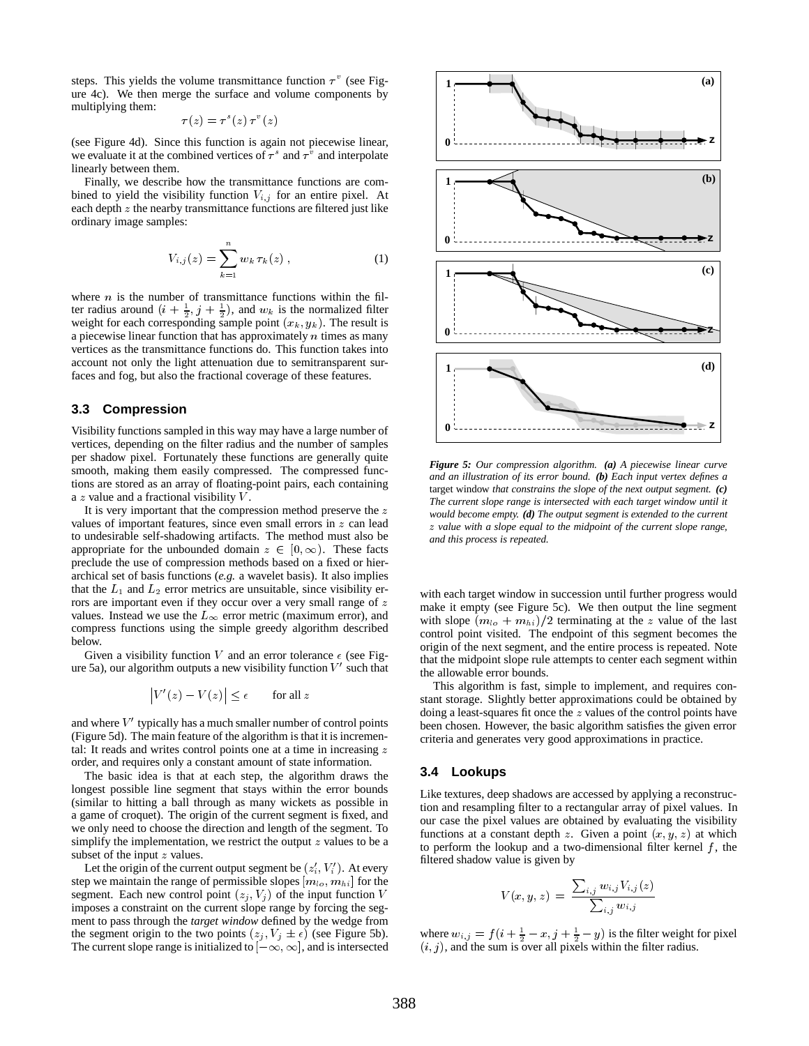steps. This yields the volume transmittance function $\tau^v$ (see Figure 4c). We then merge the surface and volume components by multiplying them:

$$\tau(z) = \tau^s(z)\,\tau^v(z)$$

(see Figure 4d). Since this function is again not piecewise linear, we evaluate it at the combined vertices of $\tau^s$ and $\tau^v$ and interpolate linearly between them.

Finally, we describe how the transmittance functions are combined to yield the visibility function $V_{i,j}$ for an entire pixel. At each depth $z$ the nearby transmittance functions are filtered just like ordinary image samples:

$$V_{i,j}(z) = \sum_{k=1}^{n} w_k\,\tau_k(z)\,, \tag{1}$$

where $n$ is the number of transmittance functions within the filter radius around $(i + \frac{1}{2}, j + \frac{1}{2})$, and $w_k$ is the normalized filter weight for each corresponding sample point $(x_k, y_k)$. The result is a piecewise linear function that has approximately $n$ times as many vertices as the transmittance functions do. This function takes into account not only the light attenuation due to semitransparent surfaces and fog, but also the fractional coverage of these features.

### 3.3 Compression

Visibility functions sampled in this way may have a large number of vertices, depending on the filter radius and the number of samples per shadow pixel. Fortunately these functions are generally quite smooth, making them easily compressed. The compressed functions are stored as an array of floating-point pairs, each containing a $z$ value and a fractional visibility $V$.

It is very important that the compression method preserve the $z$ values of important features, since even small errors in $z$ can lead to undesirable self-shadowing artifacts. The method must also be appropriate for the unbounded domain $z \in [0, \infty)$. These facts preclude the use of compression methods based on a fixed or hierarchical set of basis functions (*e.g.* a wavelet basis). It also implies that the $L_1$ and $L_2$ error metrics are unsuitable, since visibility errors are important even if they occur over a very small range of $z$ values. Instead we use the $L_\infty$ error metric (maximum error), and compress functions using the simple greedy algorithm described below.

Given a visibility function $V$ and an error tolerance $\epsilon$ (see Figure 5a), our algorithm outputs a new visibility function $V'$ such that

$$\left|V'(z) - V(z)\right| \le \epsilon \qquad \text{for all } z$$

and where $V'$ typically has a much smaller number of control points (Figure 5d). The main feature of the algorithm is that it is incremental: It reads and writes control points one at a time in increasing $z$ order, and requires only a constant amount of state information.

The basic idea is that at each step, the algorithm draws the longest possible line segment that stays within the error bounds (similar to hitting a ball through as many wickets as possible in a game of croquet). The origin of the current segment is fixed, and we only need to choose the direction and length of the segment. To simplify the implementation, we restrict the output $z$ values to be a subset of the input $z$ values.

Let the origin of the current output segment be $(z'_i, V'_i)$. At every step we maintain the range of permissible slopes $[m_{lo}, m_{hi}]$ for the segment. Each new control point $(z_j, V_j)$ of the input function $V$ imposes a constraint on the current slope range by forcing the segment to pass through the *target window* defined by the wedge from the segment origin to the two points $(z_j, V_j \pm \epsilon)$ (see Figure 5b). The current slope range is initialized to $[-\infty, \infty]$, and is intersected with each target window in succession until further progress would make it empty (see Figure 5c). We then output the line segment with slope $(m_{lo} + m_{hi})/2$ terminating at the $z$ value of the last control point visited. The endpoint of this segment becomes the origin of the next segment, and the entire process is repeated. Note that the midpoint slope rule attempts to center each segment within the allowable error bounds.

*Figure 5: Our compression algorithm.* ***(a)*** *A piecewise linear curve and an illustration of its error bound.* ***(b)*** *Each input vertex defines a* target window *that constrains the slope of the next output segment.* ***(c)*** *The current slope range is intersected with each target window until it would become empty.* ***(d)*** *The output segment is extended to the current z value with a slope equal to the midpoint of the current slope range, and this process is repeated.*

This algorithm is fast, simple to implement, and requires constant storage. Slightly better approximations could be obtained by doing a least-squares fit once the $z$ values of the control points have been chosen. However, the basic algorithm satisfies the given error criteria and generates very good approximations in practice.

### 3.4 Lookups

Like textures, deep shadows are accessed by applying a reconstruction and resampling filter to a rectangular array of pixel values. In our case the pixel values are obtained by evaluating the visibility functions at a constant depth $z$. Given a point $(x, y, z)$ at which to perform the lookup and a two-dimensional filter kernel $f$, the filtered shadow value is given by

$$V(x, y, z) \;=\; \frac{\sum_{i,j} w_{i,j} V_{i,j}(z)}{\sum_{i,j} w_{i,j}}$$

where $w_{i,j} = f(i + \frac{1}{2} - x, j + \frac{1}{2} - y)$ is the filter weight for pixel $(i, j)$, and the sum is over all pixels within the filter radius.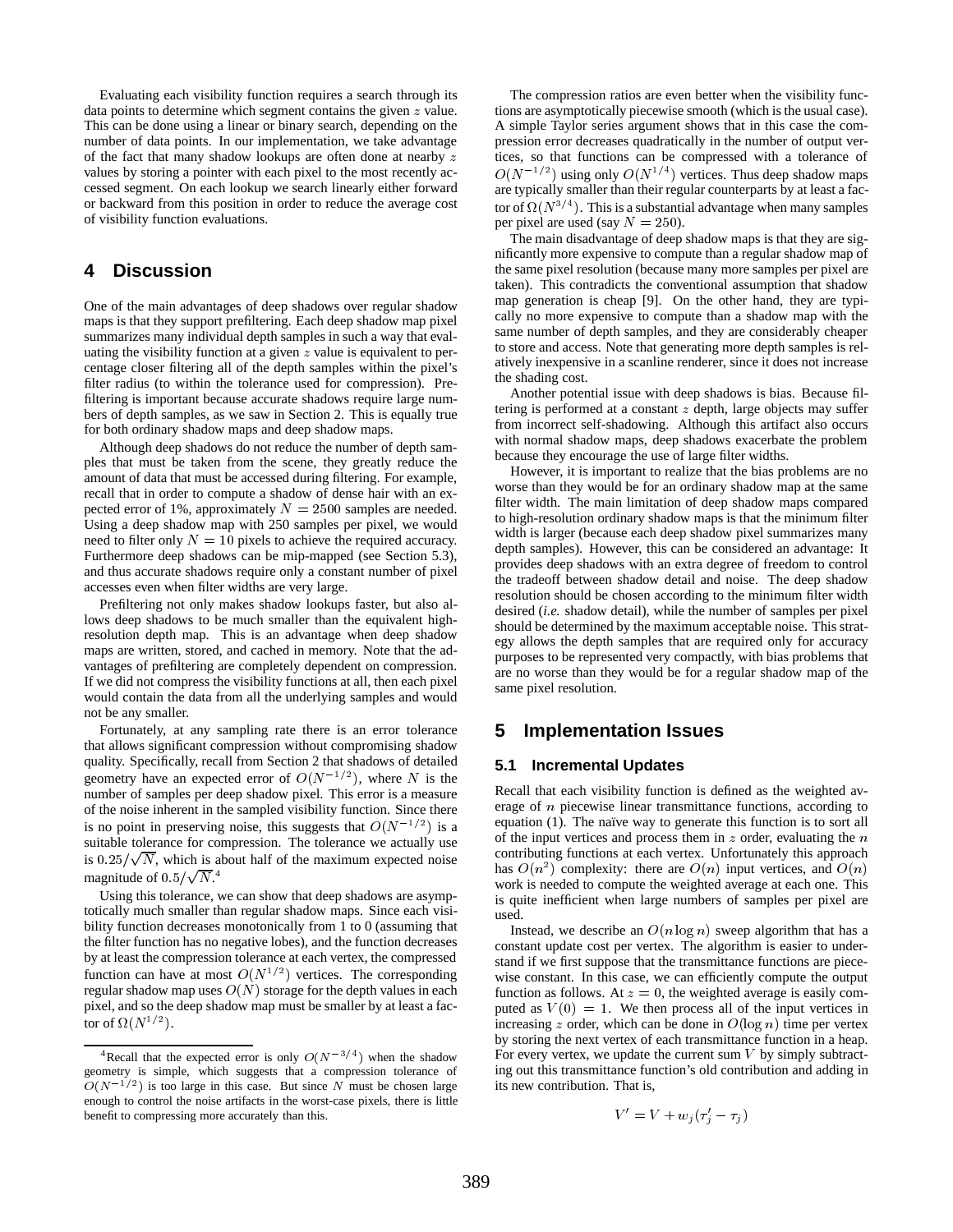Evaluating each visibility function requires a search through its data points to determine which segment contains the given $z$ value. This can be done using a linear or binary search, depending on the number of data points. In our implementation, we take advantage of the fact that many shadow lookups are often done at nearby $z$ values by storing a pointer with each pixel to the most recently accessed segment. On each lookup we search linearly either forward or backward from this position in order to reduce the average cost of visibility function evaluations.

# 4 Discussion

One of the main advantages of deep shadows over regular shadow maps is that they support prefiltering. Each deep shadow map pixel summarizes many individual depth samples in such a way that evaluating the visibility function at a given $z$ value is equivalent to percentage closer filtering all of the depth samples within the pixel's filter radius (to within the tolerance used for compression). Prefiltering is important because accurate shadows require large numbers of depth samples, as we saw in Section 2. This is equally true for both ordinary shadow maps and deep shadow maps.

Although deep shadows do not reduce the number of depth samples that must be taken from the scene, they greatly reduce the amount of data that must be accessed during filtering. For example, recall that in order to compute a shadow of dense hair with an expected error of 1%, approximately $N = 2500$ samples are needed. Using a deep shadow map with 250 samples per pixel, we would need to filter only $N = 10$ pixels to achieve the required accuracy. Furthermore deep shadows can be mip-mapped (see Section 5.3), and thus accurate shadows require only a constant number of pixel accesses even when filter widths are very large.

Prefiltering not only makes shadow lookups faster, but also allows deep shadows to be much smaller than the equivalent high-resolution depth map. This is an advantage when deep shadow maps are written, stored, and cached in memory. Note that the advantages of prefiltering are completely dependent on compression. If we did not compress the visibility functions at all, then each pixel would contain the data from all the underlying samples and would not be any smaller.

Fortunately, at any sampling rate there is an error tolerance that allows significant compression without compromising shadow quality. Specifically, recall from Section 2 that shadows of detailed geometry have an expected error of $O(N^{-1/2})$, where $N$ is the number of samples per deep shadow pixel. This error is a measure of the noise inherent in the sampled visibility function. Since there is no point in preserving noise, this suggests that $O(N^{-1/2})$ is a suitable tolerance for compression. The tolerance we actually use is $0.25/\sqrt{N}$, which is about half of the maximum expected noise magnitude of $0.5/\sqrt{N}$.[4]

Using this tolerance, we can show that deep shadows are asymptotically much smaller than regular shadow maps. Since each visibility function decreases monotonically from 1 to 0 (assuming that the filter function has no negative lobes), and the function decreases by at least the compression tolerance at each vertex, the compressed function can have at most $O(N^{1/2})$ vertices. The corresponding regular shadow map uses $O(N)$ storage for the depth values in each pixel, and so the deep shadow map must be smaller by at least a factor of $\Omega(N^{1/2})$.

The compression ratios are even better when the visibility functions are asymptotically piecewise smooth (which is the usual case). A simple Taylor series argument shows that in this case the compression error decreases quadratically in the number of output vertices, so that functions can be compressed with a tolerance of $O(N^{-1/2})$ using only $O(N^{1/4})$ vertices. Thus deep shadow maps are typically smaller than their regular counterparts by at least a factor of $\Omega(N^{3/4})$. This is a substantial advantage when many samples per pixel are used (say $N = 250$).

The main disadvantage of deep shadow maps is that they are significantly more expensive to compute than a regular shadow map of the same pixel resolution (because many more samples per pixel are taken). This contradicts the conventional assumption that shadow map generation is cheap [9]. On the other hand, they are typically no more expensive to compute than a shadow map with the same number of depth samples, and they are considerably cheaper to store and access. Note that generating more depth samples is relatively inexpensive in a scanline renderer, since it does not increase the shading cost.

Another potential issue with deep shadows is bias. Because filtering is performed at a constant $z$ depth, large objects may suffer from incorrect self-shadowing. Although this artifact also occurs with normal shadow maps, deep shadows exacerbate the problem because they encourage the use of large filter widths.

However, it is important to realize that the bias problems are no worse than they would be for an ordinary shadow map at the same filter width. The main limitation of deep shadow maps compared to high-resolution ordinary shadow maps is that the minimum filter width is larger (because each deep shadow pixel summarizes many depth samples). However, this can be considered an advantage: It provides deep shadows with an extra degree of freedom to control the tradeoff between shadow detail and noise. The deep shadow resolution should be chosen according to the minimum filter width desired (*i.e.* shadow detail), while the number of samples per pixel should be determined by the maximum acceptable noise. This strategy allows the depth samples that are required only for accuracy purposes to be represented very compactly, with bias problems that are no worse than they would be for a regular shadow map of the same pixel resolution.

# 5 Implementation Issues

## 5.1 Incremental Updates

Recall that each visibility function is defined as the weighted average of $n$ piecewise linear transmittance functions, according to equation (1). The naïve way to generate this function is to sort all of the input vertices and process them in $z$ order, evaluating the $n$ contributing functions at each vertex. Unfortunately this approach has $O(n^2)$ complexity: there are $O(n)$ input vertices, and $O(n)$ work is needed to compute the weighted average at each one. This is quite inefficient when large numbers of samples per pixel are used.

Instead, we describe an $O(n \log n)$ sweep algorithm that has a constant update cost per vertex. The algorithm is easier to understand if we first suppose that the transmittance functions are piecewise constant. In this case, we can efficiently compute the output function as follows. At $z = 0$, the weighted average is easily computed as $V(0) = 1$. We then process all of the input vertices in increasing $z$ order, which can be done in $O(\log n)$ time per vertex by storing the next vertex of each transmittance function in a heap. For every vertex, we update the current sum $V$ by simply subtracting out this transmittance function's old contribution and adding in its new contribution. That is,

$$V' = V + w_j(\tau_j' - \tau_j)$$

[4] Recall that the expected error is only $O(N^{-3/4})$ when the shadow geometry is simple, which suggests that a compression tolerance of $O(N^{-1/2})$ is too large in this case. But since $N$ must be chosen large enough to control the noise artifacts in the worst-case pixels, there is little benefit to compressing more accurately than this.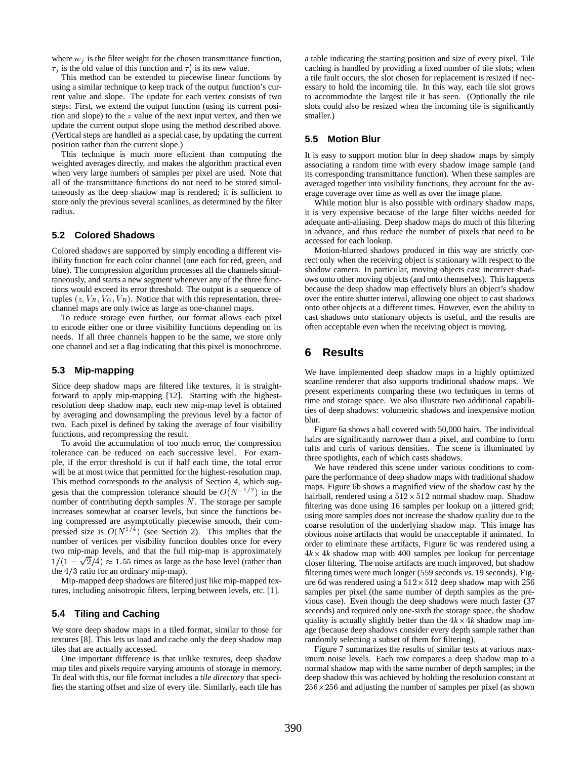where $w_j$ is the filter weight for the chosen transmittance function, $\tau_j$ is the old value of this function and $\tau_j'$ is its new value.

This method can be extended to piecewise linear functions by using a similar technique to keep track of the output function's current value and slope. The update for each vertex consists of two steps: First, we extend the output function (using its current position and slope) to the $z$ value of the next input vertex, and then we update the current output slope using the method described above. (Vertical steps are handled as a special case, by updating the current position rather than the current slope.)

This technique is much more efficient than computing the weighted averages directly, and makes the algorithm practical even when very large numbers of samples per pixel are used. Note that all of the transmittance functions do not need to be stored simultaneously as the deep shadow map is rendered; it is sufficient to store only the previous several scanlines, as determined by the filter radius.

### 5.2 Colored Shadows

Colored shadows are supported by simply encoding a different visibility function for each color channel (one each for red, green, and blue). The compression algorithm processes all the channels simultaneously, and starts a new segment whenever any of the three functions would exceed its error threshold. The output is a sequence of tuples $(z, V_R, V_G, V_B)$. Notice that with this representation, three-channel maps are only twice as large as one-channel maps.

To reduce storage even further, our format allows each pixel to encode either one or three visibility functions depending on its needs. If all three channels happen to be the same, we store only one channel and set a flag indicating that this pixel is monochrome.

### 5.3 Mip-mapping

Since deep shadow maps are filtered like textures, it is straightforward to apply mip-mapping [12]. Starting with the highest-resolution deep shadow map, each new mip-map level is obtained by averaging and downsampling the previous level by a factor of two. Each pixel is defined by taking the average of four visibility functions, and recompressing the result.

To avoid the accumulation of too much error, the compression tolerance can be reduced on each successive level. For example, if the error threshold is cut if half each time, the total error will be at most twice that permitted for the highest-resolution map. This method corresponds to the analysis of Section 4, which suggests that the compression tolerance should be $O(N^{-1/2})$ in the number of contributing depth samples $N$. The storage per sample increases somewhat at coarser levels, but since the functions being compressed are asymptotically piecewise smooth, their compressed size is $O(N^{1/4})$ (see Section 2). This implies that the number of vertices per visibility function doubles once for every two mip-map levels, and that the full mip-map is approximately $1/(1 - \sqrt{2}/4) \approx 1.55$ times as large as the base level (rather than the $4/3$ ratio for an ordinary mip-map).

Mip-mapped deep shadows are filtered just like mip-mapped textures, including anisotropic filters, lerping between levels, etc. [1].

### 5.4 Tiling and Caching

We store deep shadow maps in a tiled format, similar to those for textures [8]. This lets us load and cache only the deep shadow map tiles that are actually accessed.

One important difference is that unlike textures, deep shadow map tiles and pixels require varying amounts of storage in memory. To deal with this, our file format includes a *tile directory* that specifies the starting offset and size of every tile. Similarly, each tile has a table indicating the starting position and size of every pixel. Tile caching is handled by providing a fixed number of tile slots; when a tile fault occurs, the slot chosen for replacement is resized if necessary to hold the incoming tile. In this way, each tile slot grows to accommodate the largest tile it has seen. (Optionally the tile slots could also be resized when the incoming tile is significantly smaller.)

### 5.5 Motion Blur

It is easy to support motion blur in deep shadow maps by simply associating a random time with every shadow image sample (and its corresponding transmittance function). When these samples are averaged together into visibility functions, they account for the average coverage over time as well as over the image plane.

While motion blur is also possible with ordinary shadow maps, it is very expensive because of the large filter widths needed for adequate anti-aliasing. Deep shadow maps do much of this filtering in advance, and thus reduce the number of pixels that need to be accessed for each lookup.

Motion-blurred shadows produced in this way are strictly correct only when the receiving object is stationary with respect to the shadow camera. In particular, moving objects cast incorrect shadows onto other moving objects (and onto themselves). This happens because the deep shadow map effectively blurs an object's shadow over the entire shutter interval, allowing one object to cast shadows onto other objects at a different times. However, even the ability to cast shadows onto stationary objects is useful, and the results are often acceptable even when the receiving object is moving.

## 6 Results

We have implemented deep shadow maps in a highly optimized scanline renderer that also supports traditional shadow maps. We present experiments comparing these two techniques in terms of time and storage space. We also illustrate two additional capabilities of deep shadows: volumetric shadows and inexpensive motion blur.

Figure 6a shows a ball covered with 50,000 hairs. The individual hairs are significantly narrower than a pixel, and combine to form tufts and curls of various densities. The scene is illuminated by three spotlights, each of which casts shadows.

We have rendered this scene under various conditions to compare the performance of deep shadow maps with traditional shadow maps. Figure 6b shows a magnified view of the shadow cast by the hairball, rendered using a $512 \times 512$ normal shadow map. Shadow filtering was done using 16 samples per lookup on a jittered grid; using more samples does not increase the shadow quality due to the coarse resolution of the underlying shadow map. This image has obvious noise artifacts that would be unacceptable if animated. In order to eliminate these artifacts, Figure 6c was rendered using a $4k \times 4k$ shadow map with 400 samples per lookup for percentage closer filtering. The noise artifacts are much improved, but shadow filtering times were much longer (559 seconds *vs.* 19 seconds). Figure 6d was rendered using a $512 \times 512$ deep shadow map with 256 samples per pixel (the same number of depth samples as the previous case). Even though the deep shadows were much faster (37 seconds) and required only one-sixth the storage space, the shadow quality is actually slightly better than the $4k \times 4k$ shadow map image (because deep shadows consider every depth sample rather than randomly selecting a subset of them for filtering).

Figure 7 summarizes the results of similar tests at various maximum noise levels. Each row compares a deep shadow map to a normal shadow map with the same number of depth samples; in the deep shadow this was achieved by holding the resolution constant at $256 \times 256$ and adjusting the number of samples per pixel (as shown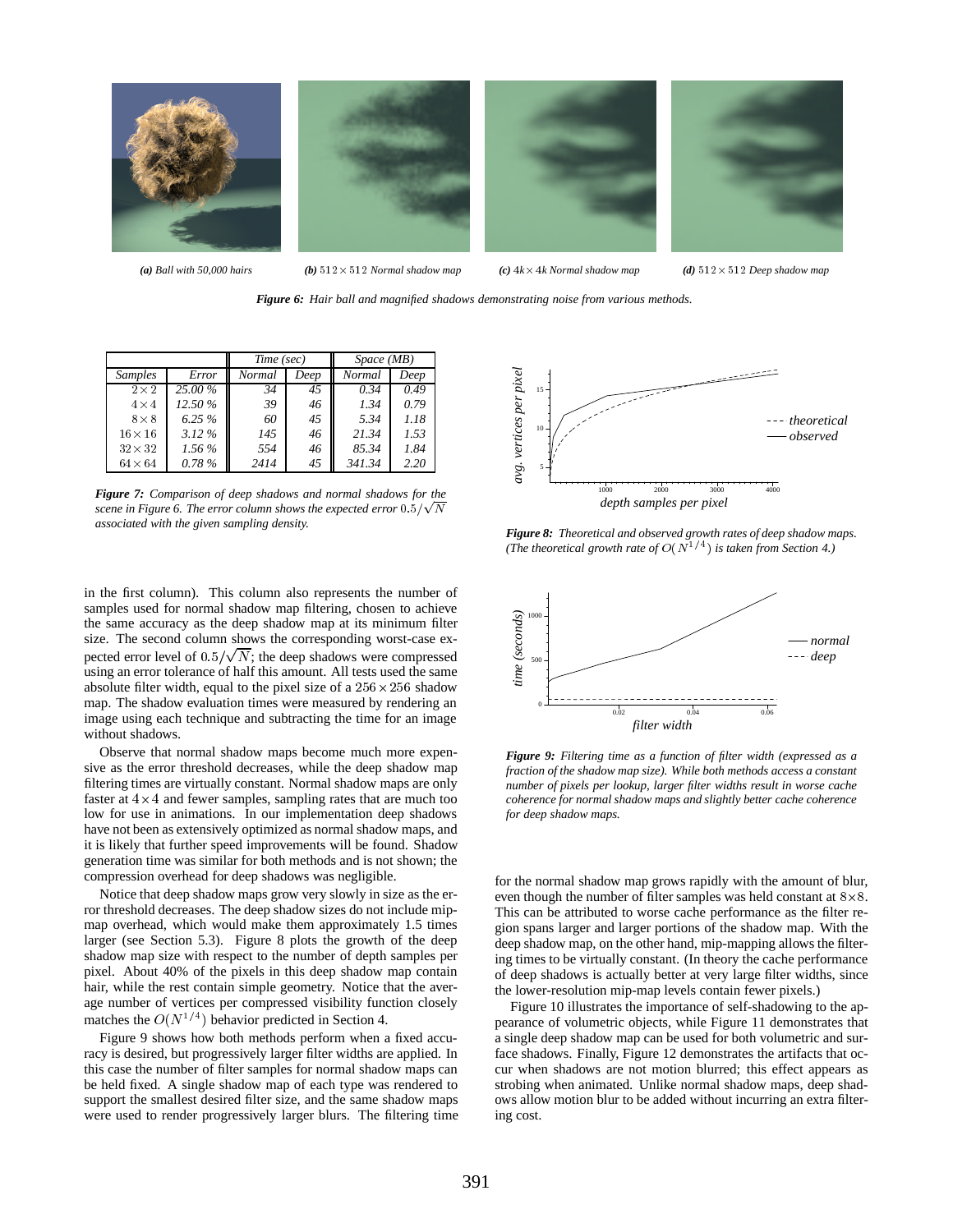***(a)** Ball with 50,000 hairs* ***(b)** $512 \times 512$ Normal shadow map* ***(c)** $4k \times 4k$ Normal shadow map* ***(d)** $512 \times 512$ Deep shadow map*

***Figure 6:** Hair ball and magnified shadows demonstrating noise from various methods.*

| | | Time (sec) | | Space (MB) | |
|---|---|---|---|---|---|
| *Samples* | *Error* | *Normal* | *Deep* | *Normal* | *Deep* |
| $2 \times 2$ | *25.00 %* | *34* | *45* | *0.34* | *0.49* |
| $4 \times 4$ | *12.50 %* | *39* | *46* | *1.34* | *0.79* |
| $8 \times 8$ | *6.25 %* | *60* | *45* | *5.34* | *1.18* |
| $16 \times 16$ | *3.12 %* | *145* | *46* | *21.34* | *1.53* |
| $32 \times 32$ | *1.56 %* | *554* | *46* | *85.34* | *1.84* |
| $64 \times 64$ | *0.78 %* | *2414* | *45* | *341.34* | *2.20* |

***Figure 7:** Comparison of deep shadows and normal shadows for the scene in Figure 6. The error column shows the expected error $0.5/\sqrt{N}$ associated with the given sampling density.*

in the first column). This column also represents the number of samples used for normal shadow map filtering, chosen to achieve the same accuracy as the deep shadow map at its minimum filter size. The second column shows the corresponding worst-case expected error level of $0.5/\sqrt{N}$; the deep shadows were compressed using an error tolerance of half this amount. All tests used the same absolute filter width, equal to the pixel size of a $256 \times 256$ shadow map. The shadow evaluation times were measured by rendering an image using each technique and subtracting the time for an image without shadows.

Observe that normal shadow maps become much more expensive as the error threshold decreases, while the deep shadow map filtering times are virtually constant. Normal shadow maps are only faster at $4 \times 4$ and fewer samples, sampling rates that are much too low for use in animations. In our implementation deep shadows have not been as extensively optimized as normal shadow maps, and it is likely that further speed improvements will be found. Shadow generation time was similar for both methods and is not shown; the compression overhead for deep shadows was negligible.

Notice that deep shadow maps grow very slowly in size as the error threshold decreases. The deep shadow sizes do not include mip-map overhead, which would make them approximately 1.5 times larger (see Section 5.3). Figure 8 plots the growth of the deep shadow map size with respect to the number of depth samples per pixel. About 40% of the pixels in this deep shadow map contain hair, while the rest contain simple geometry. Notice that the average number of vertices per compressed visibility function closely matches the $O(N^{1/4})$ behavior predicted in Section 4.

Figure 9 shows how both methods perform when a fixed accuracy is desired, but progressively larger filter widths are applied. In this case the number of filter samples for normal shadow maps can be held fixed. A single shadow map of each type was rendered to support the smallest desired filter size, and the same shadow maps were used to render progressively larger blurs. The filtering time

***Figure 8:** Theoretical and observed growth rates of deep shadow maps. (The theoretical growth rate of $O(N^{1/4})$ is taken from Section 4.)*

***Figure 9:** Filtering time as a function of filter width (expressed as a fraction of the shadow map size). While both methods access a constant number of pixels per lookup, larger filter widths result in worse cache coherence for normal shadow maps and slightly better cache coherence for deep shadow maps.*

for the normal shadow map grows rapidly with the amount of blur, even though the number of filter samples was held constant at $8 \times 8$. This can be attributed to worse cache performance as the filter region spans larger and larger portions of the shadow map. With the deep shadow map, on the other hand, mip-mapping allows the filtering times to be virtually constant. (In theory the cache performance of deep shadows is actually better at very large filter widths, since the lower-resolution mip-map levels contain fewer pixels.)

Figure 10 illustrates the importance of self-shadowing to the appearance of volumetric objects, while Figure 11 demonstrates that a single deep shadow map can be used for both volumetric and surface shadows. Finally, Figure 12 demonstrates the artifacts that occur when shadows are not motion blurred; this effect appears as strobing when animated. Unlike normal shadow maps, deep shadows allow motion blur to be added without incurring an extra filtering cost.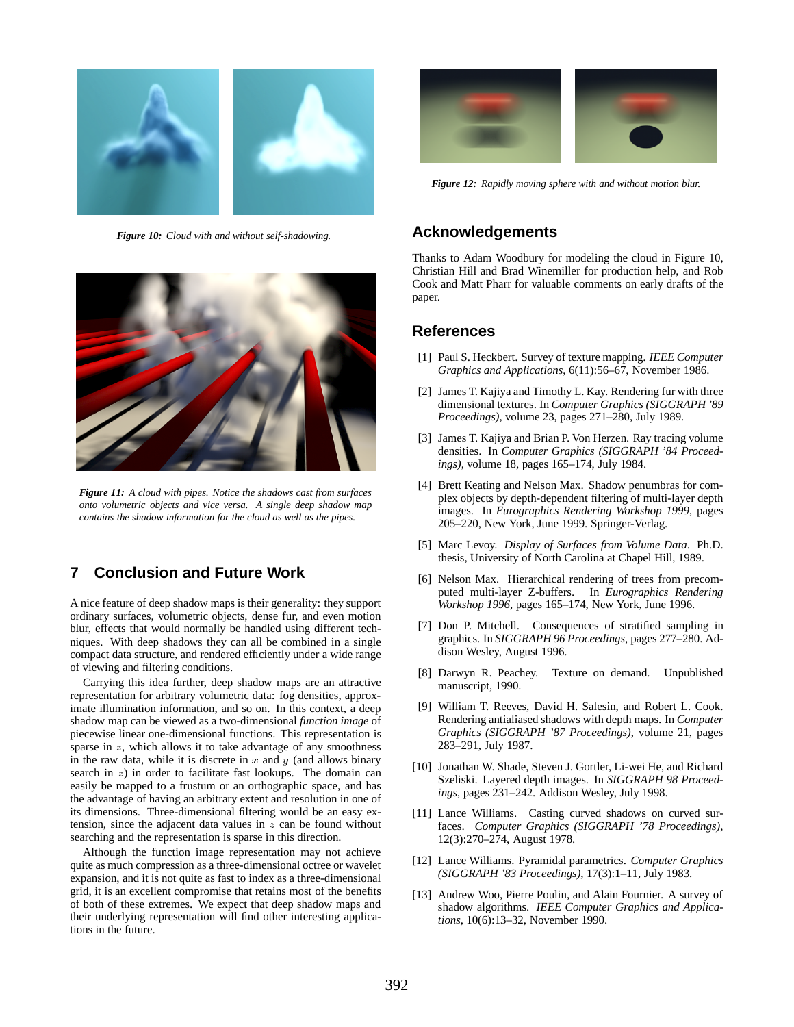*Figure 10: Cloud with and without self-shadowing.*

*Figure 11: A cloud with pipes. Notice the shadows cast from surfaces onto volumetric objects and vice versa. A single deep shadow map contains the shadow information for the cloud as well as the pipes.*

## 7 Conclusion and Future Work

A nice feature of deep shadow maps is their generality: they support ordinary surfaces, volumetric objects, dense fur, and even motion blur, effects that would normally be handled using different techniques. With deep shadows they can all be combined in a single compact data structure, and rendered efficiently under a wide range of viewing and filtering conditions.

Carrying this idea further, deep shadow maps are an attractive representation for arbitrary volumetric data: fog densities, approximate illumination information, and so on. In this context, a deep shadow map can be viewed as a two-dimensional *function image* of piecewise linear one-dimensional functions. This representation is sparse in $z$, which allows it to take advantage of any smoothness in the raw data, while it is discrete in $x$ and $y$ (and allows binary search in $z$) in order to facilitate fast lookups. The domain can easily be mapped to a frustum or an orthographic space, and has the advantage of having an arbitrary extent and resolution in one of its dimensions. Three-dimensional filtering would be an easy extension, since the adjacent data values in $z$ can be found without searching and the representation is sparse in this direction.

Although the function image representation may not achieve quite as much compression as a three-dimensional octree or wavelet expansion, and it is not quite as fast to index as a three-dimensional grid, it is an excellent compromise that retains most of the benefits of both of these extremes. We expect that deep shadow maps and their underlying representation will find other interesting applications in the future.

*Figure 12: Rapidly moving sphere with and without motion blur.*

## Acknowledgements

Thanks to Adam Woodbury for modeling the cloud in Figure 10, Christian Hill and Brad Winemiller for production help, and Rob Cook and Matt Pharr for valuable comments on early drafts of the paper.

## References

[1] Paul S. Heckbert. Survey of texture mapping. *IEEE Computer Graphics and Applications*, 6(11):56–67, November 1986.

[2] James T. Kajiya and Timothy L. Kay. Rendering fur with three dimensional textures. In *Computer Graphics (SIGGRAPH '89 Proceedings)*, volume 23, pages 271–280, July 1989.

[3] James T. Kajiya and Brian P. Von Herzen. Ray tracing volume densities. In *Computer Graphics (SIGGRAPH '84 Proceedings)*, volume 18, pages 165–174, July 1984.

[4] Brett Keating and Nelson Max. Shadow penumbras for complex objects by depth-dependent filtering of multi-layer depth images. In *Eurographics Rendering Workshop 1999*, pages 205–220, New York, June 1999. Springer-Verlag.

[5] Marc Levoy. *Display of Surfaces from Volume Data*. Ph.D. thesis, University of North Carolina at Chapel Hill, 1989.

[6] Nelson Max. Hierarchical rendering of trees from precomputed multi-layer Z-buffers. In *Eurographics Rendering Workshop 1996*, pages 165–174, New York, June 1996.

[7] Don P. Mitchell. Consequences of stratified sampling in graphics. In *SIGGRAPH 96 Proceedings*, pages 277–280. Addison Wesley, August 1996.

[8] Darwyn R. Peachey. Texture on demand. Unpublished manuscript, 1990.

[9] William T. Reeves, David H. Salesin, and Robert L. Cook. Rendering antialiased shadows with depth maps. In *Computer Graphics (SIGGRAPH '87 Proceedings)*, volume 21, pages 283–291, July 1987.

[10] Jonathan W. Shade, Steven J. Gortler, Li-wei He, and Richard Szeliski. Layered depth images. In *SIGGRAPH 98 Proceedings*, pages 231–242. Addison Wesley, July 1998.

[11] Lance Williams. Casting curved shadows on curved surfaces. *Computer Graphics (SIGGRAPH '78 Proceedings)*, 12(3):270–274, August 1978.

[12] Lance Williams. Pyramidal parametrics. *Computer Graphics (SIGGRAPH '83 Proceedings)*, 17(3):1–11, July 1983.

[13] Andrew Woo, Pierre Poulin, and Alain Fournier. A survey of shadow algorithms. *IEEE Computer Graphics and Applications*, 10(6):13–32, November 1990.